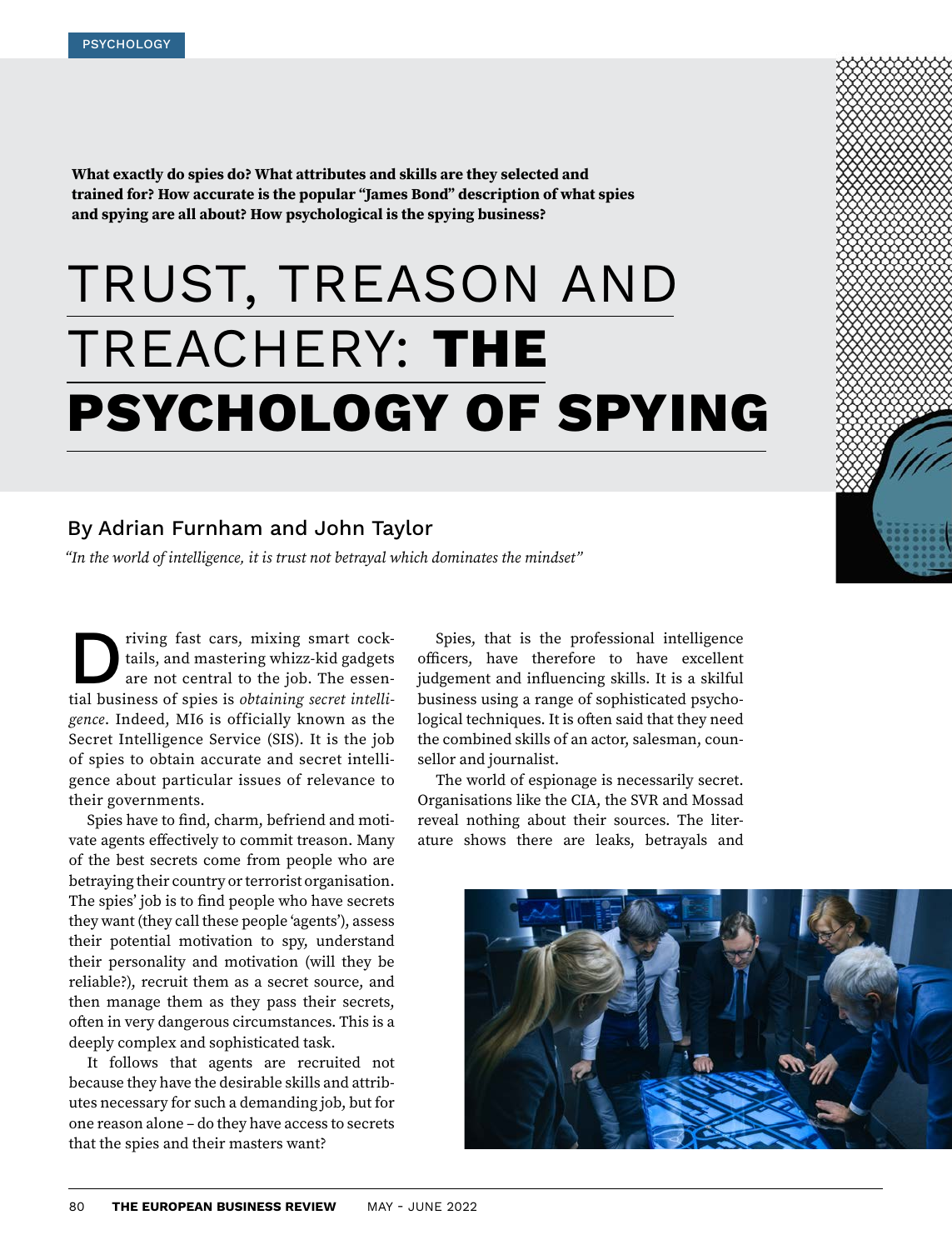PSYCHOLOGY

**What exactly do spies do? What attributes and skills are they selected and trained for? How accurate is the popular "James Bond" description of what spies and spying are all about? How psychological is the spying business?**

# TRUST, TREASON AND TREACHERY: THE PSYCHOLOGY OF SPYING

By Adrian Furnham and John Taylor

*"In the world of intelligence, it is trust not betrayal which dominates the mindset"*

Driving fast cars, mixing smart cocktails, and mastering whizz-kid gadgets are not central to the job. The essential business of spies is *obtaining secret intelligence*. Indeed, MI6 is officially known as the Secret Intelligence Service (SIS). It is the job of spies to obtain accurate and secret intelligence about particular issues of relevance to their governments.

Spies have to find, charm, befriend and motivate agents effectively to commit treason. Many of the best secrets come from people who are betraying their country or terrorist organisation. The spies' job is to find people who have secrets they want (they call these people 'agents'), assess their potential motivation to spy, understand their personality and motivation (will they be reliable?), recruit them as a secret source, and then manage them as they pass their secrets, often in very dangerous circumstances. This is a deeply complex and sophisticated task.

It follows that agents are recruited not because they have the desirable skills and attributes necessary for such a demanding job, but for one reason alone – do they have access to secrets that the spies and their masters want?

Spies, that is the professional intelligence officers, have therefore to have excellent judgement and influencing skills. It is a skilful business using a range of sophisticated psychological techniques. It is often said that they need the combined skills of an actor, salesman, counsellor and journalist.

The world of espionage is necessarily secret. Organisations like the CIA, the SVR and Mossad reveal nothing about their sources. The literature shows there are leaks, betrayals and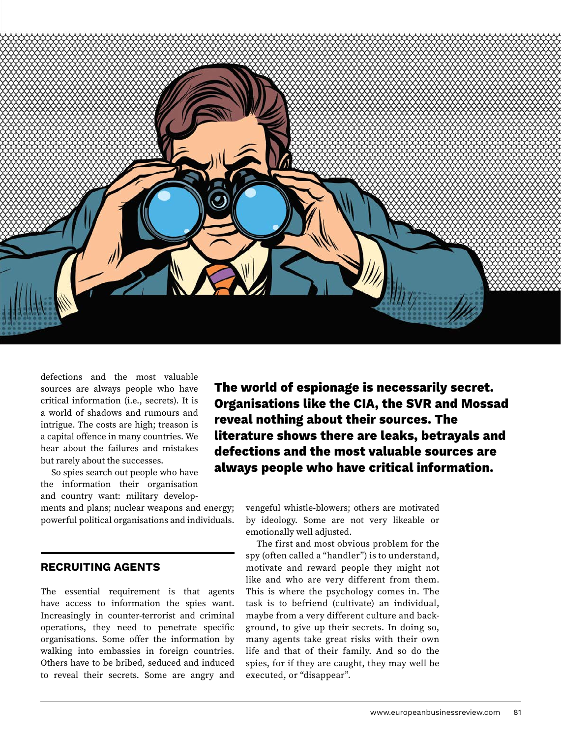defections and the most valuable sources are always people who have critical information (i.e., secrets). It is a world of shadows and rumours and intrigue. The costs are high; treason is a capital offence in many countries. We hear about the failures and mistakes but rarely about the successes.

So spies search out people who have the information their organisation and country want: military developments and plans; nuclear weapons and energy; powerful political organisations and individuals.

**The world of espionage is necessarily secret. Organisations like the CIA, the SVR and Mossad reveal nothing about their sources. The literature shows there are leaks, betrayals and defections and the most valuable sources are always people who have critical information.**

## RECRUITING AGENTS

The essential requirement is that agents have access to information the spies want. Increasingly in counter-terrorist and criminal operations, they need to penetrate specific organisations. Some offer the information by walking into embassies in foreign countries. Others have to be bribed, seduced and induced to reveal their secrets. Some are angry and vengeful whistle-blowers; others are motivated by ideology. Some are not very likeable or emotionally well adjusted.

The first and most obvious problem for the spy (often called a "handler") is to understand, motivate and reward people they might not like and who are very different from them. This is where the psychology comes in. The task is to befriend (cultivate) an individual, maybe from a very different culture and background, to give up their secrets. In doing so, many agents take great risks with their own life and that of their family. And so do the spies, for if they are caught, they may well be executed, or "disappear".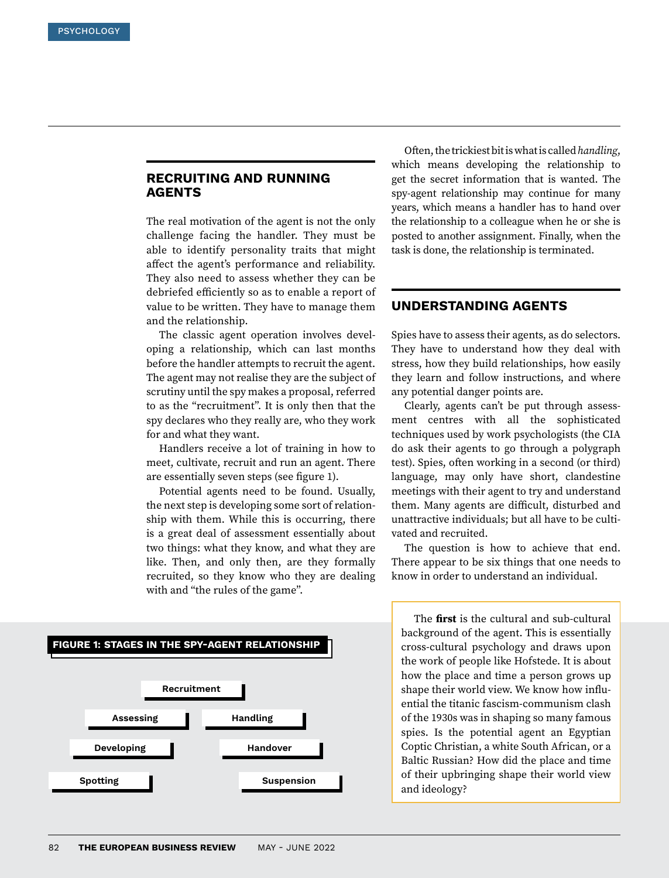## RECRUITING AND RUNNING AGENTS

The real motivation of the agent is not the only challenge facing the handler. They must be able to identify personality traits that might affect the agent's performance and reliability. They also need to assess whether they can be debriefed efficiently so as to enable a report of value to be written. They have to manage them and the relationship.

The classic agent operation involves developing a relationship, which can last months before the handler attempts to recruit the agent. The agent may not realise they are the subject of scrutiny until the spy makes a proposal, referred to as the "recruitment". It is only then that the spy declares who they really are, who they work for and what they want.

Handlers receive a lot of training in how to meet, cultivate, recruit and run an agent. There are essentially seven steps (see figure 1).

Potential agents need to be found. Usually, the next step is developing some sort of relationship with them. While this is occurring, there is a great deal of assessment essentially about two things: what they know, and what they are like. Then, and only then, are they formally recruited, so they know who they are dealing with and "the rules of the game".

Often, the trickiest bit is what is called *handling*, which means developing the relationship to get the secret information that is wanted. The spy-agent relationship may continue for many years, which means a handler has to hand over the relationship to a colleague when he or she is posted to another assignment. Finally, when the task is done, the relationship is terminated.

**FIGURE 1: STAGES IN THE SPY-AGENT RELATIONSHIP**

- Spotting
- Developing
- Assessing
- Recruitment
- Handling
- Handover
- Suspension

## UNDERSTANDING AGENTS

Spies have to assess their agents, as do selectors. They have to understand how they deal with stress, how they build relationships, how easily they learn and follow instructions, and where any potential danger points are.

Clearly, agents can't be put through assessment centres with all the sophisticated techniques used by work psychologists (the CIA do ask their agents to go through a polygraph test). Spies, often working in a second (or third) language, may only have short, clandestine meetings with their agent to try and understand them. Many agents are difficult, disturbed and unattractive individuals; but all have to be cultivated and recruited.

The question is how to achieve that end. There appear to be six things that one needs to know in order to understand an individual.

The **first** is the cultural and sub-cultural background of the agent. This is essentially cross-cultural psychology and draws upon the work of people like Hofstede. It is about how the place and time a person grows up shape their world view. We know how influential the titanic fascism-communism clash of the 1930s was in shaping so many famous spies. Is the potential agent an Egyptian Coptic Christian, a white South African, or a Baltic Russian? How did the place and time of their upbringing shape their world view and ideology?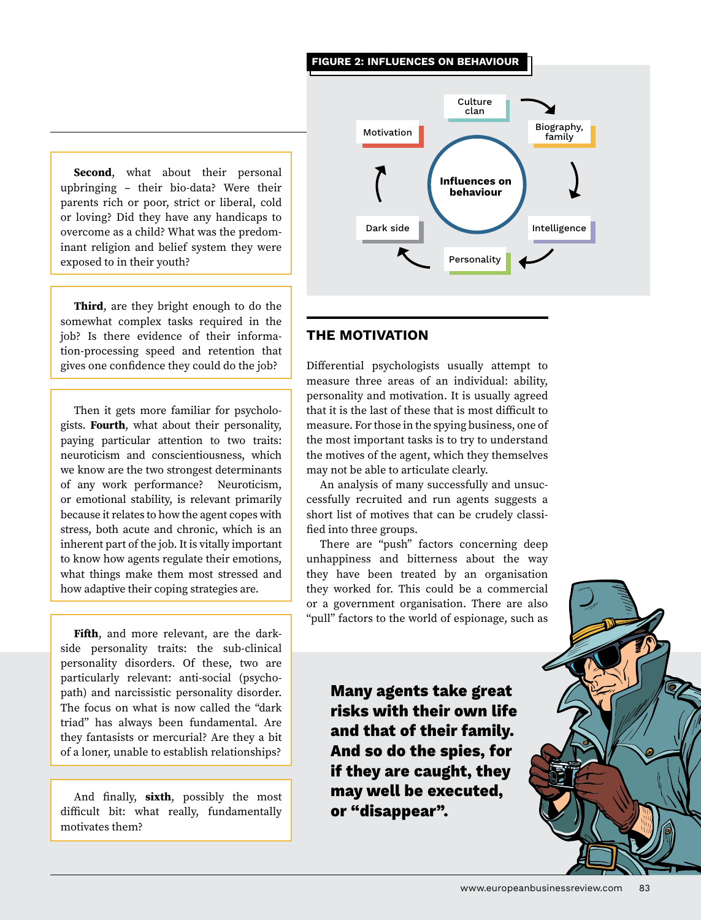**Second**, what about their personal upbringing – their bio-data? Were their parents rich or poor, strict or liberal, cold or loving? Did they have any handicaps to overcome as a child? What was the predominant religion and belief system they were exposed to in their youth?

**Third**, are they bright enough to do the somewhat complex tasks required in the job? Is there evidence of their information-processing speed and retention that gives one confidence they could do the job?

Then it gets more familiar for psychologists. **Fourth**, what about their personality, paying particular attention to two traits: neuroticism and conscientiousness, which we know are the two strongest determinants of any work performance? Neuroticism, or emotional stability, is relevant primarily because it relates to how the agent copes with stress, both acute and chronic, which is an inherent part of the job. It is vitally important to know how agents regulate their emotions, what things make them most stressed and how adaptive their coping strategies are.

**Fifth**, and more relevant, are the dark-side personality traits: the sub-clinical personality disorders. Of these, two are particularly relevant: anti-social (psychopath) and narcissistic personality disorder. The focus on what is now called the "dark triad" has always been fundamental. Are they fantasists or mercurial? Are they a bit of a loner, unable to establish relationships?

And finally, **sixth**, possibly the most difficult bit: what really, fundamentally motivates them?

**FIGURE 2: INFLUENCES ON BEHAVIOUR**

Influences on behaviour: Culture clan → Biography, family → Intelligence → Personality → Dark side → Motivation

## THE MOTIVATION

Differential psychologists usually attempt to measure three areas of an individual: ability, personality and motivation. It is usually agreed that it is the last of these that is most difficult to measure. For those in the spying business, one of the most important tasks is to try to understand the motives of the agent, which they themselves may not be able to articulate clearly.

An analysis of many successfully and unsuccessfully recruited and run agents suggests a short list of motives that can be crudely classified into three groups.

There are "push" factors concerning deep unhappiness and bitterness about the way they have been treated by an organisation they worked for. This could be a commercial or a government organisation. There are also "pull" factors to the world of espionage, such as

**Many agents take great risks with their own life and that of their family. And so do the spies, for if they are caught, they may well be executed, or "disappear".**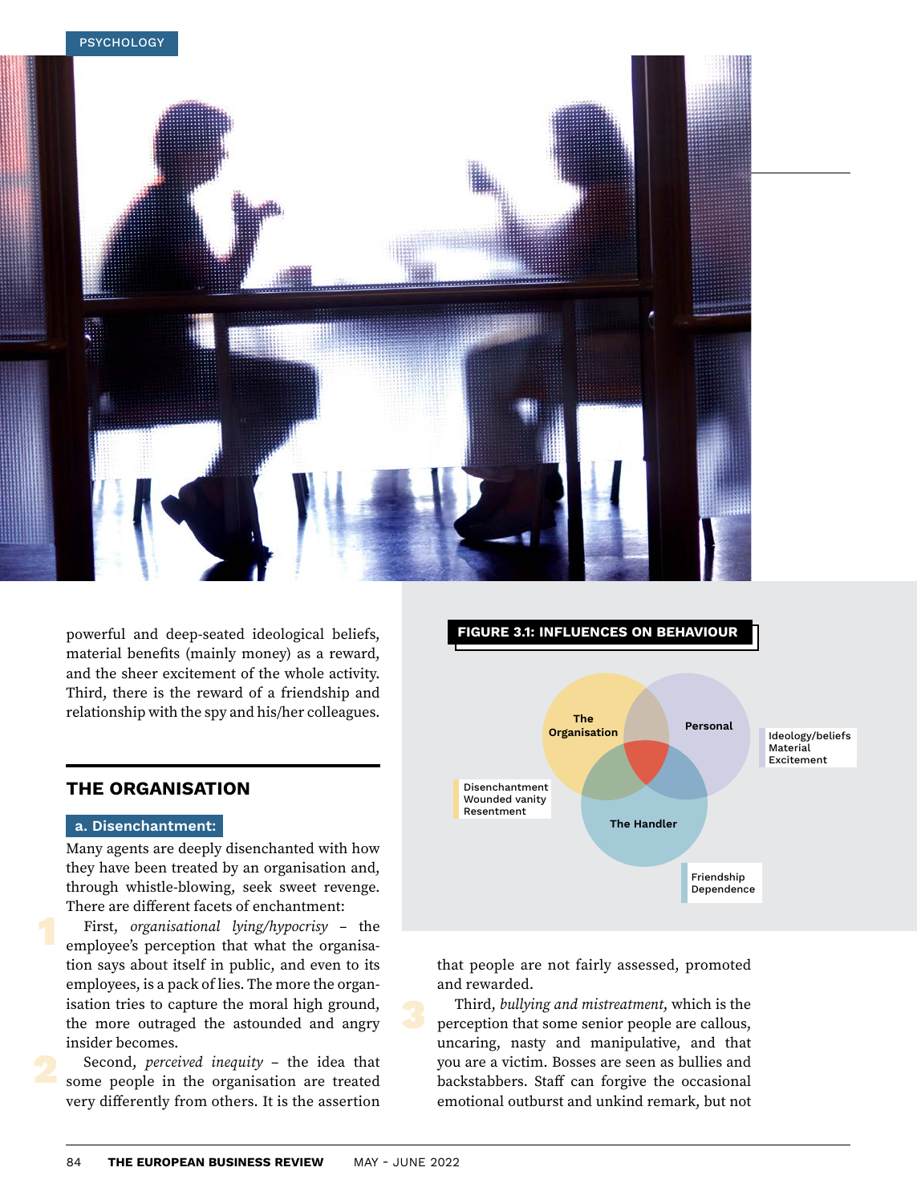powerful and deep-seated ideological beliefs, material benefits (mainly money) as a reward, and the sheer excitement of the whole activity. Third, there is the reward of a friendship and relationship with the spy and his/her colleagues.

**FIGURE 3.1: INFLUENCES ON BEHAVIOUR**

| Circle | Influences |
| --- | --- |
| The Organisation | Disenchantment, Wounded vanity, Resentment |
| Personal | Ideology/beliefs, Material, Excitement |
| The Handler | Friendship, Dependence |

## THE ORGANISATION

### a. Disenchantment:

Many agents are deeply disenchanted with how they have been treated by an organisation and, through whistle-blowing, seek sweet revenge. There are different facets of enchantment:

1. First, *organisational lying/hypocrisy* – the employee's perception that what the organisation says about itself in public, and even to its employees, is a pack of lies. The more the organisation tries to capture the moral high ground, the more outraged the astounded and angry insider becomes.

2. Second, *perceived inequity* – the idea that some people in the organisation are treated very differently from others. It is the assertion that people are not fairly assessed, promoted and rewarded.

3. Third, *bullying and mistreatment*, which is the perception that some senior people are callous, uncaring, nasty and manipulative, and that you are a victim. Bosses are seen as bullies and backstabbers. Staff can forgive the occasional emotional outburst and unkind remark, but not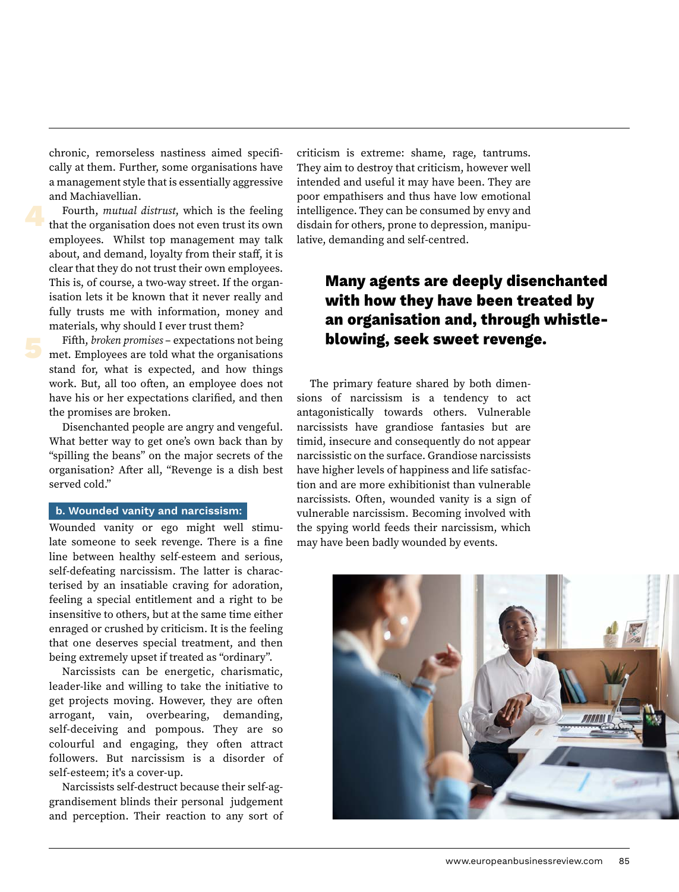chronic, remorseless nastiness aimed specifically at them. Further, some organisations have a management style that is essentially aggressive and Machiavellian.

Fourth, *mutual distrust*, which is the feeling that the organisation does not even trust its own employees. Whilst top management may talk about, and demand, loyalty from their staff, it is clear that they do not trust their own employees. This is, of course, a two-way street. If the organisation lets it be known that it never really and fully trusts me with information, money and materials, why should I ever trust them?

Fifth, *broken promises* – expectations not being met. Employees are told what the organisations stand for, what is expected, and how things work. But, all too often, an employee does not have his or her expectations clarified, and then the promises are broken.

Disenchanted people are angry and vengeful. What better way to get one's own back than by "spilling the beans" on the major secrets of the organisation? After all, "Revenge is a dish best served cold."

### b. Wounded vanity and narcissism:

Wounded vanity or ego might well stimulate someone to seek revenge. There is a fine line between healthy self-esteem and serious, self-defeating narcissism. The latter is characterised by an insatiable craving for adoration, feeling a special entitlement and a right to be insensitive to others, but at the same time either enraged or crushed by criticism. It is the feeling that one deserves special treatment, and then being extremely upset if treated as "ordinary".

Narcissists can be energetic, charismatic, leader-like and willing to take the initiative to get projects moving. However, they are often arrogant, vain, overbearing, demanding, self-deceiving and pompous. They are so colourful and engaging, they often attract followers. But narcissism is a disorder of self-esteem; it's a cover-up.

Narcissists self-destruct because their self-aggrandisement blinds their personal judgement and perception. Their reaction to any sort of criticism is extreme: shame, rage, tantrums. They aim to destroy that criticism, however well intended and useful it may have been. They are poor empathisers and thus have low emotional intelligence. They can be consumed by envy and disdain for others, prone to depression, manipulative, demanding and self-centred.

**Many agents are deeply disenchanted with how they have been treated by an organisation and, through whistleblowing, seek sweet revenge.**

The primary feature shared by both dimensions of narcissism is a tendency to act antagonistically towards others. Vulnerable narcissists have grandiose fantasies but are timid, insecure and consequently do not appear narcissistic on the surface. Grandiose narcissists have higher levels of happiness and life satisfaction and are more exhibitionist than vulnerable narcissists. Often, wounded vanity is a sign of vulnerable narcissism. Becoming involved with the spying world feeds their narcissism, which may have been badly wounded by events.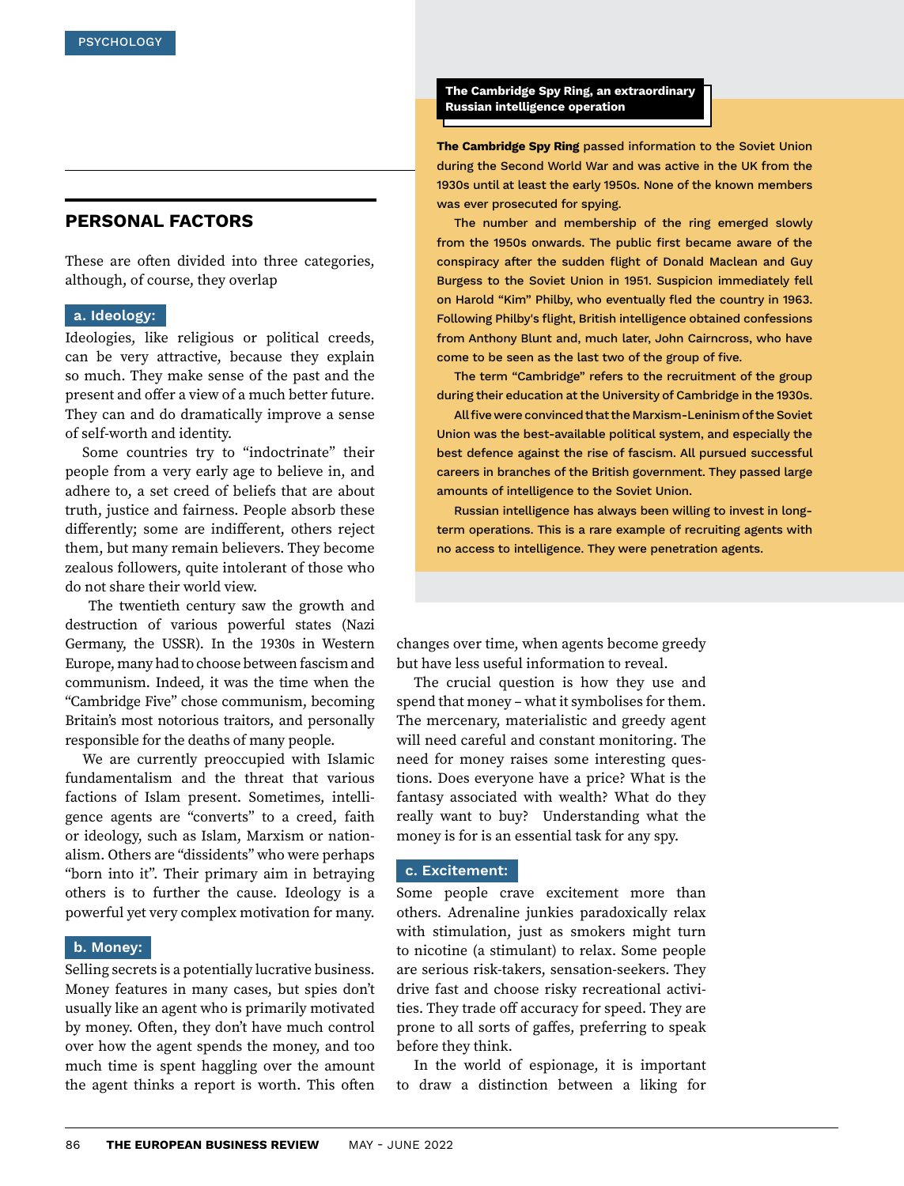PSYCHOLOGY

## PERSONAL FACTORS

These are often divided into three categories, although, of course, they overlap

### a. Ideology:

Ideologies, like religious or political creeds, can be very attractive, because they explain so much. They make sense of the past and the present and offer a view of a much better future. They can and do dramatically improve a sense of self-worth and identity.

Some countries try to "indoctrinate" their people from a very early age to believe in, and adhere to, a set creed of beliefs that are about truth, justice and fairness. People absorb these differently; some are indifferent, others reject them, but many remain believers. They become zealous followers, quite intolerant of those who do not share their world view.

The twentieth century saw the growth and destruction of various powerful states (Nazi Germany, the USSR). In the 1930s in Western Europe, many had to choose between fascism and communism. Indeed, it was the time when the "Cambridge Five" chose communism, becoming Britain's most notorious traitors, and personally responsible for the deaths of many people.

We are currently preoccupied with Islamic fundamentalism and the threat that various factions of Islam present. Sometimes, intelligence agents are "converts" to a creed, faith or ideology, such as Islam, Marxism or nationalism. Others are "dissidents" who were perhaps "born into it". Their primary aim in betraying others is to further the cause. Ideology is a powerful yet very complex motivation for many.

### b. Money:

Selling secrets is a potentially lucrative business. Money features in many cases, but spies don't usually like an agent who is primarily motivated by money. Often, they don't have much control over how the agent spends the money, and too much time is spent haggling over the amount the agent thinks a report is worth. This often changes over time, when agents become greedy but have less useful information to reveal.

The crucial question is how they use and spend that money – what it symbolises for them. The mercenary, materialistic and greedy agent will need careful and constant monitoring. The need for money raises some interesting questions. Does everyone have a price? What is the fantasy associated with wealth? What do they really want to buy? Understanding what the money is for is an essential task for any spy.

### c. Excitement:

Some people crave excitement more than others. Adrenaline junkies paradoxically relax with stimulation, just as smokers might turn to nicotine (a stimulant) to relax. Some people are serious risk-takers, sensation-seekers. They drive fast and choose risky recreational activities. They trade off accuracy for speed. They are prone to all sorts of gaffes, preferring to speak before they think.

In the world of espionage, it is important to draw a distinction between a liking for

---

**The Cambridge Spy Ring, an extraordinary Russian intelligence operation**

**The Cambridge Spy Ring** passed information to the Soviet Union during the Second World War and was active in the UK from the 1930s until at least the early 1950s. None of the known members was ever prosecuted for spying.

The number and membership of the ring emerged slowly from the 1950s onwards. The public first became aware of the conspiracy after the sudden flight of Donald Maclean and Guy Burgess to the Soviet Union in 1951. Suspicion immediately fell on Harold "Kim" Philby, who eventually fled the country in 1963. Following Philby's flight, British intelligence obtained confessions from Anthony Blunt and, much later, John Cairncross, who have come to be seen as the last two of the group of five.

The term "Cambridge" refers to the recruitment of the group during their education at the University of Cambridge in the 1930s.

All five were convinced that the Marxism-Leninism of the Soviet Union was the best-available political system, and especially the best defence against the rise of fascism. All pursued successful careers in branches of the British government. They passed large amounts of intelligence to the Soviet Union.

Russian intelligence has always been willing to invest in long-term operations. This is a rare example of recruiting agents with no access to intelligence. They were penetration agents.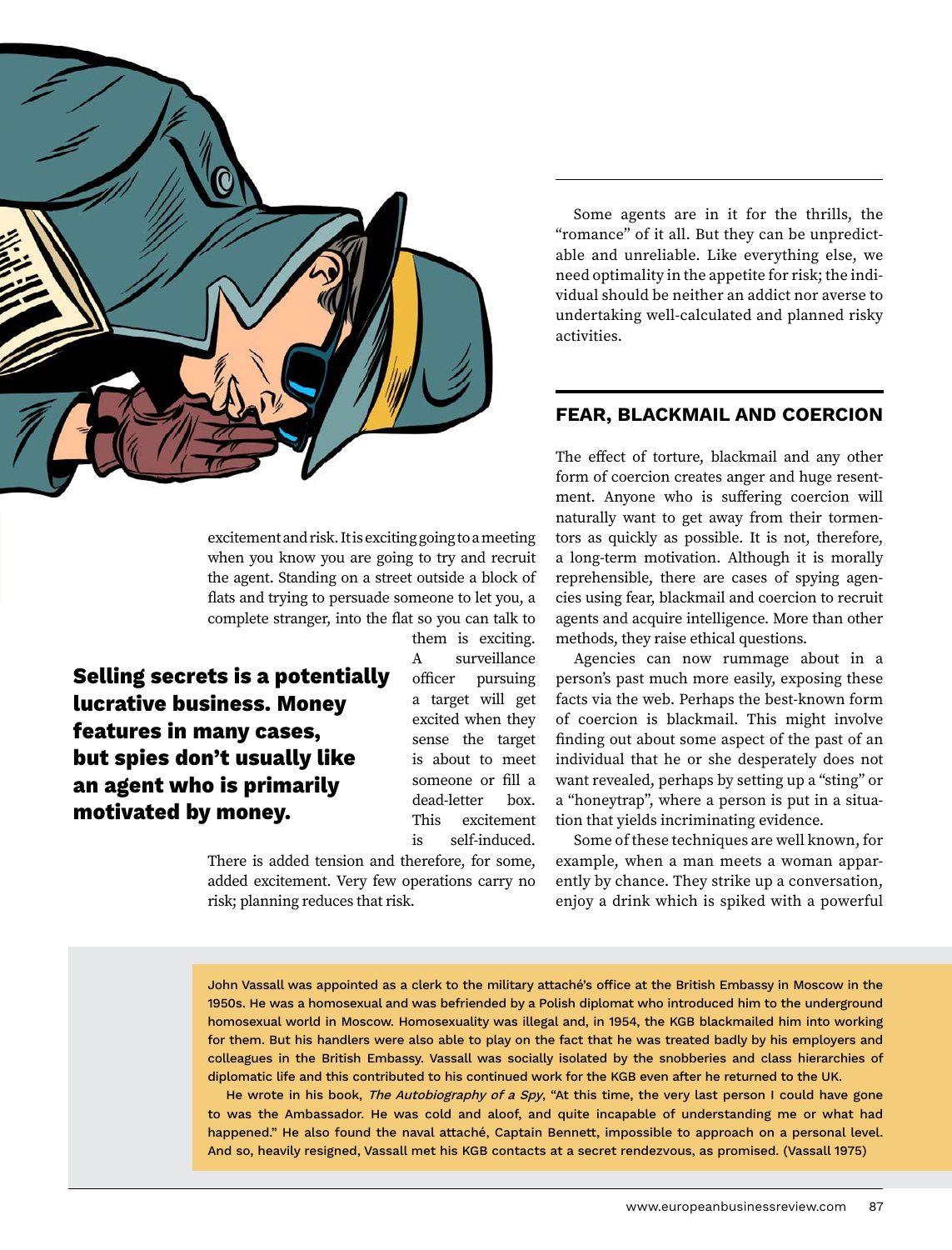excitement and risk. It is exciting going to a meeting when you know you are going to try and recruit the agent. Standing on a street outside a block of flats and trying to persuade someone to let you, a complete stranger, into the flat so you can talk to them is exciting. A surveillance officer pursuing a target will get excited when they sense the target is about to meet someone or fill a dead-letter box. This excitement is self-induced. There is added tension and therefore, for some, added excitement. Very few operations carry no risk; planning reduces that risk.

**Selling secrets is a potentially lucrative business. Money features in many cases, but spies don't usually like an agent who is primarily motivated by money.**

Some agents are in it for the thrills, the "romance" of it all. But they can be unpredictable and unreliable. Like everything else, we need optimality in the appetite for risk; the individual should be neither an addict nor averse to undertaking well-calculated and planned risky activities.

## FEAR, BLACKMAIL AND COERCION

The effect of torture, blackmail and any other form of coercion creates anger and huge resentment. Anyone who is suffering coercion will naturally want to get away from their tormentors as quickly as possible. It is not, therefore, a long-term motivation. Although it is morally reprehensible, there are cases of spying agencies using fear, blackmail and coercion to recruit agents and acquire intelligence. More than other methods, they raise ethical questions.

Agencies can now rummage about in a person's past much more easily, exposing these facts via the web. Perhaps the best-known form of coercion is blackmail. This might involve finding out about some aspect of the past of an individual that he or she desperately does not want revealed, perhaps by setting up a "sting" or a "honeytrap", where a person is put in a situation that yields incriminating evidence.

Some of these techniques are well known, for example, when a man meets a woman apparently by chance. They strike up a conversation, enjoy a drink which is spiked with a powerful

John Vassall was appointed as a clerk to the military attaché's office at the British Embassy in Moscow in the 1950s. He was a homosexual and was befriended by a Polish diplomat who introduced him to the underground homosexual world in Moscow. Homosexuality was illegal and, in 1954, the KGB blackmailed him into working for them. But his handlers were also able to play on the fact that he was treated badly by his employers and colleagues in the British Embassy. Vassall was socially isolated by the snobberies and class hierarchies of diplomatic life and this contributed to his continued work for the KGB even after he returned to the UK.

He wrote in his book, *The Autobiography of a Spy*, "At this time, the very last person I could have gone to was the Ambassador. He was cold and aloof, and quite incapable of understanding me or what had happened." He also found the naval attaché, Captain Bennett, impossible to approach on a personal level. And so, heavily resigned, Vassall met his KGB contacts at a secret rendezvous, as promised. (Vassall 1975)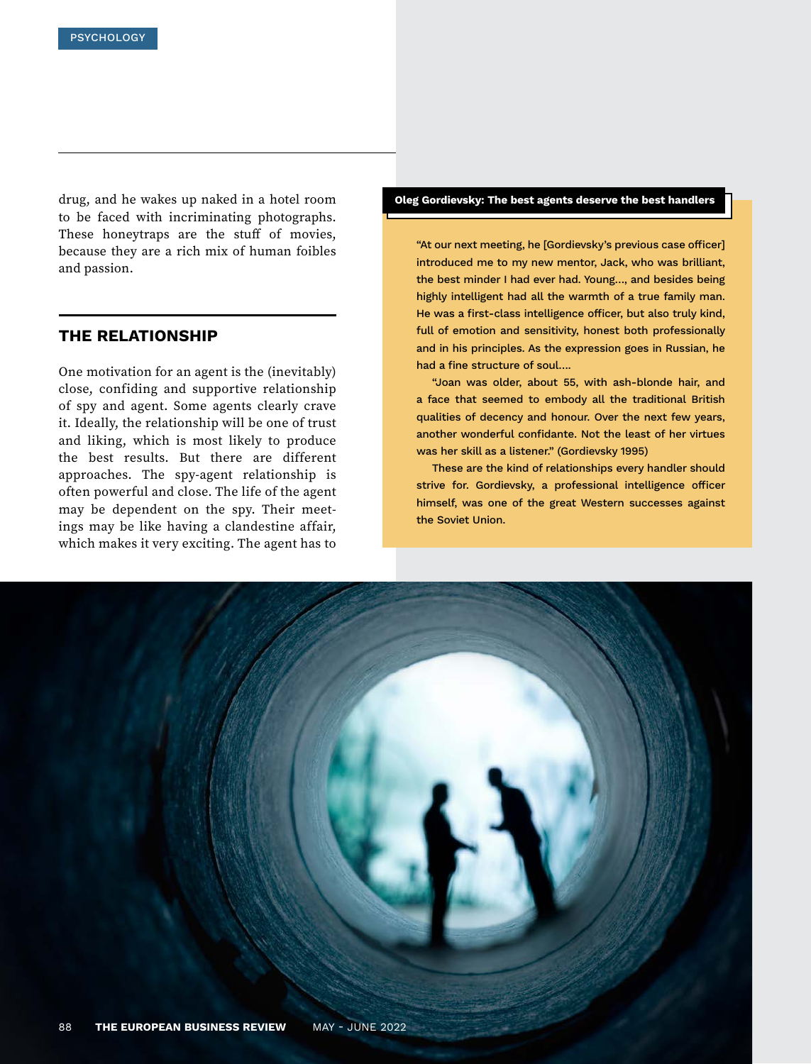drug, and he wakes up naked in a hotel room to be faced with incriminating photographs. These honeytraps are the stuff of movies, because they are a rich mix of human foibles and passion.

## THE RELATIONSHIP

One motivation for an agent is the (inevitably) close, confiding and supportive relationship of spy and agent. Some agents clearly crave it. Ideally, the relationship will be one of trust and liking, which is most likely to produce the best results. But there are different approaches. The spy-agent relationship is often powerful and close. The life of the agent may be dependent on the spy. Their meetings may be like having a clandestine affair, which makes it very exciting. The agent has to

**Oleg Gordievsky: The best agents deserve the best handlers**

"At our next meeting, he [Gordievsky's previous case officer] introduced me to my new mentor, Jack, who was brilliant, the best minder I had ever had. Young..., and besides being highly intelligent had all the warmth of a true family man. He was a first-class intelligence officer, but also truly kind, full of emotion and sensitivity, honest both professionally and in his principles. As the expression goes in Russian, he had a fine structure of soul....

"Joan was older, about 55, with ash-blonde hair, and a face that seemed to embody all the traditional British qualities of decency and honour. Over the next few years, another wonderful confidante. Not the least of her virtues was her skill as a listener." (Gordievsky 1995)

These are the kind of relationships every handler should strive for. Gordievsky, a professional intelligence officer himself, was one of the great Western successes against the Soviet Union.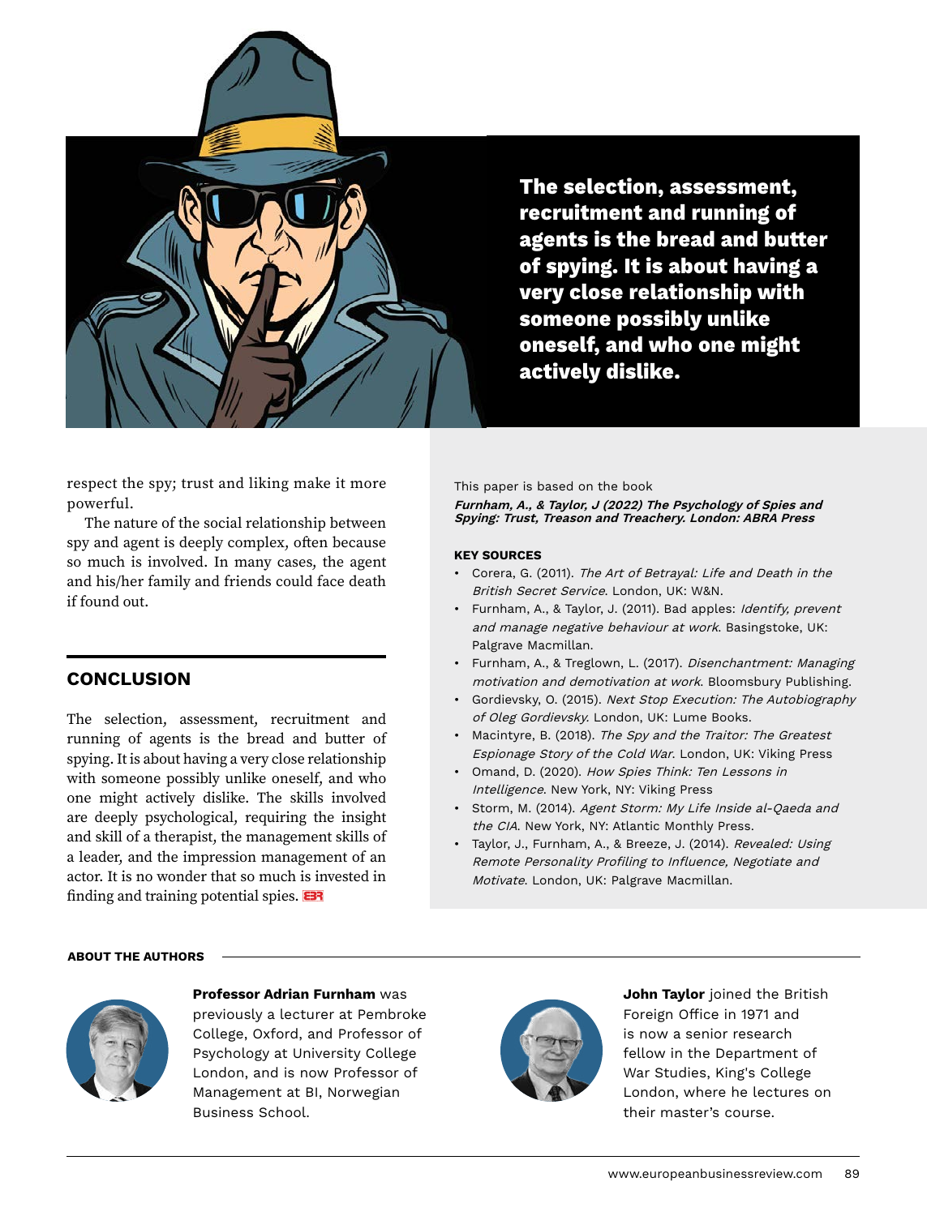**The selection, assessment, recruitment and running of agents is the bread and butter of spying. It is about having a very close relationship with someone possibly unlike oneself, and who one might actively dislike.**

respect the spy; trust and liking make it more powerful.

The nature of the social relationship between spy and agent is deeply complex, often because so much is involved. In many cases, the agent and his/her family and friends could face death if found out.

## CONCLUSION

The selection, assessment, recruitment and running of agents is the bread and butter of spying. It is about having a very close relationship with someone possibly unlike oneself, and who one might actively dislike. The skills involved are deeply psychological, requiring the insight and skill of a therapist, the management skills of a leader, and the impression management of an actor. It is no wonder that so much is invested in finding and training potential spies.

This paper is based on the book
***Furnham, A., & Taylor, J (2022) The Psychology of Spies and Spying: Trust, Treason and Treachery. London: ABRA Press***

**KEY SOURCES**

- Corera, G. (2011). *The Art of Betrayal: Life and Death in the British Secret Service*. London, UK: W&N.
- Furnham, A., & Taylor, J. (2011). Bad apples: *Identify, prevent and manage negative behaviour at work*. Basingstoke, UK: Palgrave Macmillan.
- Furnham, A., & Treglown, L. (2017). *Disenchantment: Managing motivation and demotivation at work*. Bloomsbury Publishing.
- Gordievsky, O. (2015). *Next Stop Execution: The Autobiography of Oleg Gordievsky.* London, UK: Lume Books.
- Macintyre, B. (2018). *The Spy and the Traitor: The Greatest Espionage Story of the Cold War*. London, UK: Viking Press
- Omand, D. (2020). *How Spies Think: Ten Lessons in Intelligence*. New York, NY: Viking Press
- Storm, M. (2014). *Agent Storm: My Life Inside al-Qaeda and the CIA*. New York, NY: Atlantic Monthly Press.
- Taylor, J., Furnham, A., & Breeze, J. (2014). *Revealed: Using Remote Personality Profiling to Influence, Negotiate and Motivate*. London, UK: Palgrave Macmillan.

**ABOUT THE AUTHORS**

**Professor Adrian Furnham** was previously a lecturer at Pembroke College, Oxford, and Professor of Psychology at University College London, and is now Professor of Management at BI, Norwegian Business School.

**John Taylor** joined the British Foreign Office in 1971 and is now a senior research fellow in the Department of War Studies, King's College London, where he lectures on their master's course.